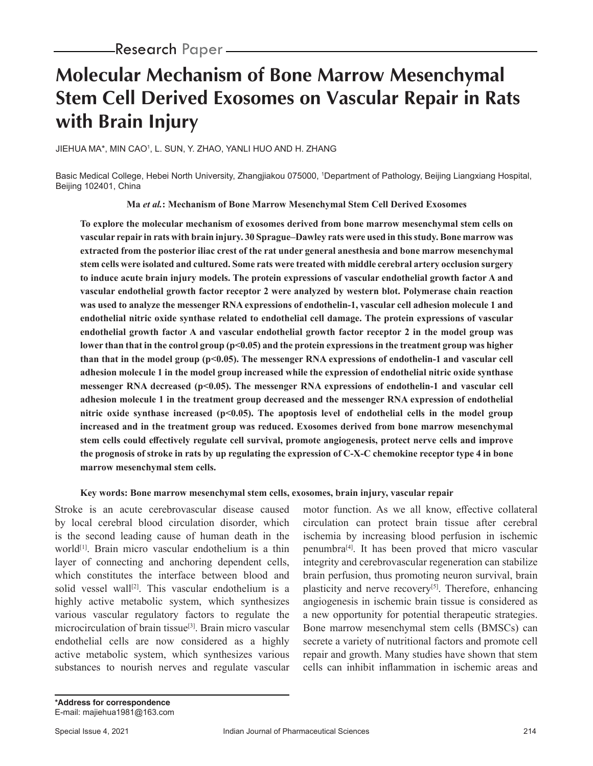Research Paper

# Molecular Mechanism of Bone Marrow Mesenchymal Stem Cell Derived Exosomes on Vascular Repair in Rats with Brain Injury

JIEHUA MA*, MIN CAO[1], L. SUN, Y. ZHAO, YANLI HUO AND H. ZHANG

Basic Medical College, Hebei North University, Zhangjiakou 075000, [1]Department of Pathology, Beijing Liangxiang Hospital, Beijing 102401, China

**Ma *et al.*: Mechanism of Bone Marrow Mesenchymal Stem Cell Derived Exosomes**

**To explore the molecular mechanism of exosomes derived from bone marrow mesenchymal stem cells on vascular repair in rats with brain injury. 30 Sprague–Dawley rats were used in this study. Bone marrow was extracted from the posterior iliac crest of the rat under general anesthesia and bone marrow mesenchymal stem cells were isolated and cultured. Some rats were treated with middle cerebral artery occlusion surgery to induce acute brain injury models. The protein expressions of vascular endothelial growth factor A and vascular endothelial growth factor receptor 2 were analyzed by western blot. Polymerase chain reaction was used to analyze the messenger RNA expressions of endothelin-1, vascular cell adhesion molecule 1 and endothelial nitric oxide synthase related to endothelial cell damage. The protein expressions of vascular endothelial growth factor A and vascular endothelial growth factor receptor 2 in the model group was lower than that in the control group ($p<0.05$) and the protein expressions in the treatment group was higher than that in the model group ($p<0.05$). The messenger RNA expressions of endothelin-1 and vascular cell adhesion molecule 1 in the model group increased while the expression of endothelial nitric oxide synthase messenger RNA decreased ($p<0.05$). The messenger RNA expressions of endothelin-1 and vascular cell adhesion molecule 1 in the treatment group decreased and the messenger RNA expression of endothelial nitric oxide synthase increased ($p<0.05$). The apoptosis level of endothelial cells in the model group increased and in the treatment group was reduced. Exosomes derived from bone marrow mesenchymal stem cells could effectively regulate cell survival, promote angiogenesis, protect nerve cells and improve the prognosis of stroke in rats by up regulating the expression of C-X-C chemokine receptor type 4 in bone marrow mesenchymal stem cells.**

**Key words: Bone marrow mesenchymal stem cells, exosomes, brain injury, vascular repair**

Stroke is an acute cerebrovascular disease caused by local cerebral blood circulation disorder, which is the second leading cause of human death in the world[1]. Brain micro vascular endothelium is a thin layer of connecting and anchoring dependent cells, which constitutes the interface between blood and solid vessel wall[2]. This vascular endothelium is a highly active metabolic system, which synthesizes various vascular regulatory factors to regulate the microcirculation of brain tissue[3]. Brain micro vascular endothelial cells are now considered as a highly active metabolic system, which synthesizes various substances to nourish nerves and regulate vascular motor function. As we all know, effective collateral circulation can protect brain tissue after cerebral ischemia by increasing blood perfusion in ischemic penumbra[4]. It has been proved that micro vascular integrity and cerebrovascular regeneration can stabilize brain perfusion, thus promoting neuron survival, brain plasticity and nerve recovery[5]. Therefore, enhancing angiogenesis in ischemic brain tissue is considered as a new opportunity for potential therapeutic strategies. Bone marrow mesenchymal stem cells (BMSCs) can secrete a variety of nutritional factors and promote cell repair and growth. Many studies have shown that stem cells can inhibit inflammation in ischemic areas and

**\*Address for correspondence**
E-mail: majiehua1981@163.com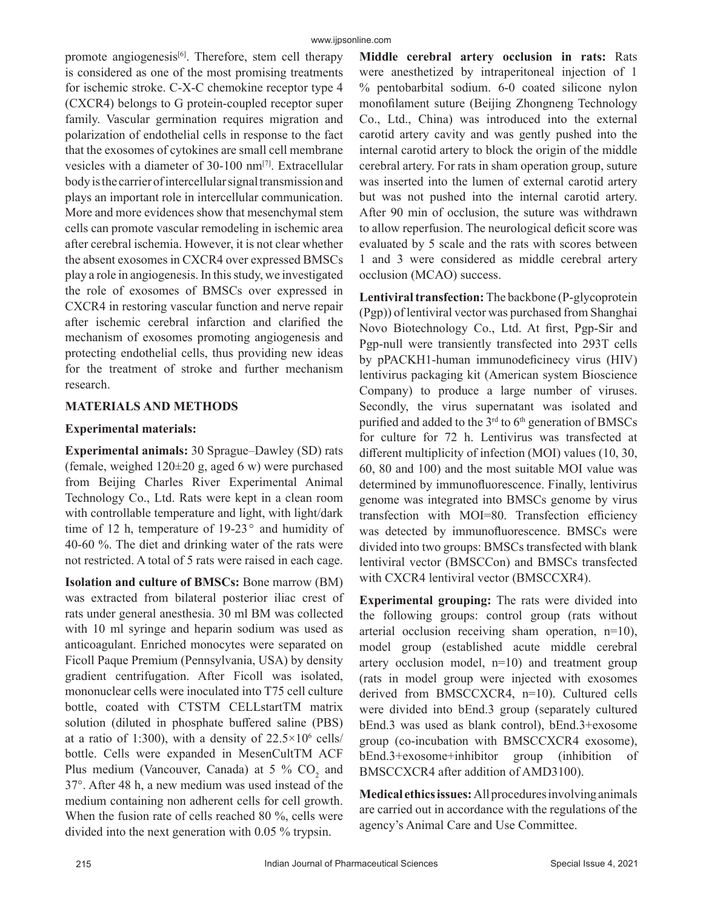promote angiogenesis[6]. Therefore, stem cell therapy is considered as one of the most promising treatments for ischemic stroke. C-X-C chemokine receptor type 4 (CXCR4) belongs to G protein-coupled receptor super family. Vascular germination requires migration and polarization of endothelial cells in response to the fact that the exosomes of cytokines are small cell membrane vesicles with a diameter of 30-100 nm[7]. Extracellular body is the carrier of intercellular signal transmission and plays an important role in intercellular communication. More and more evidences show that mesenchymal stem cells can promote vascular remodeling in ischemic area after cerebral ischemia. However, it is not clear whether the absent exosomes in CXCR4 over expressed BMSCs play a role in angiogenesis. In this study, we investigated the role of exosomes of BMSCs over expressed in CXCR4 in restoring vascular function and nerve repair after ischemic cerebral infarction and clarified the mechanism of exosomes promoting angiogenesis and protecting endothelial cells, thus providing new ideas for the treatment of stroke and further mechanism research.

## MATERIALS AND METHODS

### Experimental materials:

**Experimental animals:** 30 Sprague–Dawley (SD) rats (female, weighed 120±20 g, aged 6 w) were purchased from Beijing Charles River Experimental Animal Technology Co., Ltd. Rats were kept in a clean room with controllable temperature and light, with light/dark time of 12 h, temperature of 19-23° and humidity of 40-60 %. The diet and drinking water of the rats were not restricted. A total of 5 rats were raised in each cage.

**Isolation and culture of BMSCs:** Bone marrow (BM) was extracted from bilateral posterior iliac crest of rats under general anesthesia. 30 ml BM was collected with 10 ml syringe and heparin sodium was used as anticoagulant. Enriched monocytes were separated on Ficoll Paque Premium (Pennsylvania, USA) by density gradient centrifugation. After Ficoll was isolated, mononuclear cells were inoculated into T75 cell culture bottle, coated with CTSTM CELLstartTM matrix solution (diluted in phosphate buffered saline (PBS) at a ratio of 1:300), with a density of $22.5\times10^6$ cells/bottle. Cells were expanded in MesenCultTM ACF Plus medium (Vancouver, Canada) at 5 % $CO_2$ and 37°. After 48 h, a new medium was used instead of the medium containing non adherent cells for cell growth. When the fusion rate of cells reached 80 %, cells were divided into the next generation with 0.05 % trypsin.

**Middle cerebral artery occlusion in rats:** Rats were anesthetized by intraperitoneal injection of 1 % pentobarbital sodium. 6-0 coated silicone nylon monofilament suture (Beijing Zhongneng Technology Co., Ltd., China) was introduced into the external carotid artery cavity and was gently pushed into the internal carotid artery to block the origin of the middle cerebral artery. For rats in sham operation group, suture was inserted into the lumen of external carotid artery but was not pushed into the internal carotid artery. After 90 min of occlusion, the suture was withdrawn to allow reperfusion. The neurological deficit score was evaluated by 5 scale and the rats with scores between 1 and 3 were considered as middle cerebral artery occlusion (MCAO) success.

**Lentiviral transfection:** The backbone (P-glycoprotein (Pgp)) of lentiviral vector was purchased from Shanghai Novo Biotechnology Co., Ltd. At first, Pgp-Sir and Pgp-null were transiently transfected into 293T cells by pPACKH1-human immunodeficinecy virus (HIV) lentivirus packaging kit (American system Bioscience Company) to produce a large number of viruses. Secondly, the virus supernatant was isolated and purified and added to the 3rd to 6th generation of BMSCs for culture for 72 h. Lentivirus was transfected at different multiplicity of infection (MOI) values (10, 30, 60, 80 and 100) and the most suitable MOI value was determined by immunofluorescence. Finally, lentivirus genome was integrated into BMSCs genome by virus transfection with MOI=80. Transfection efficiency was detected by immunofluorescence. BMSCs were divided into two groups: BMSCs transfected with blank lentiviral vector (BMSCCon) and BMSCs transfected with CXCR4 lentiviral vector (BMSCCXR4).

**Experimental grouping:** The rats were divided into the following groups: control group (rats without arterial occlusion receiving sham operation, n=10), model group (established acute middle cerebral artery occlusion model, n=10) and treatment group (rats in model group were injected with exosomes derived from BMSCCXCR4, n=10). Cultured cells were divided into bEnd.3 group (separately cultured bEnd.3 was used as blank control), bEnd.3+exosome group (co-incubation with BMSCCXCR4 exosome), bEnd.3+exosome+inhibitor group (inhibition of BMSCCXCR4 after addition of AMD3100).

**Medical ethics issues:** All procedures involving animals are carried out in accordance with the regulations of the agency's Animal Care and Use Committee.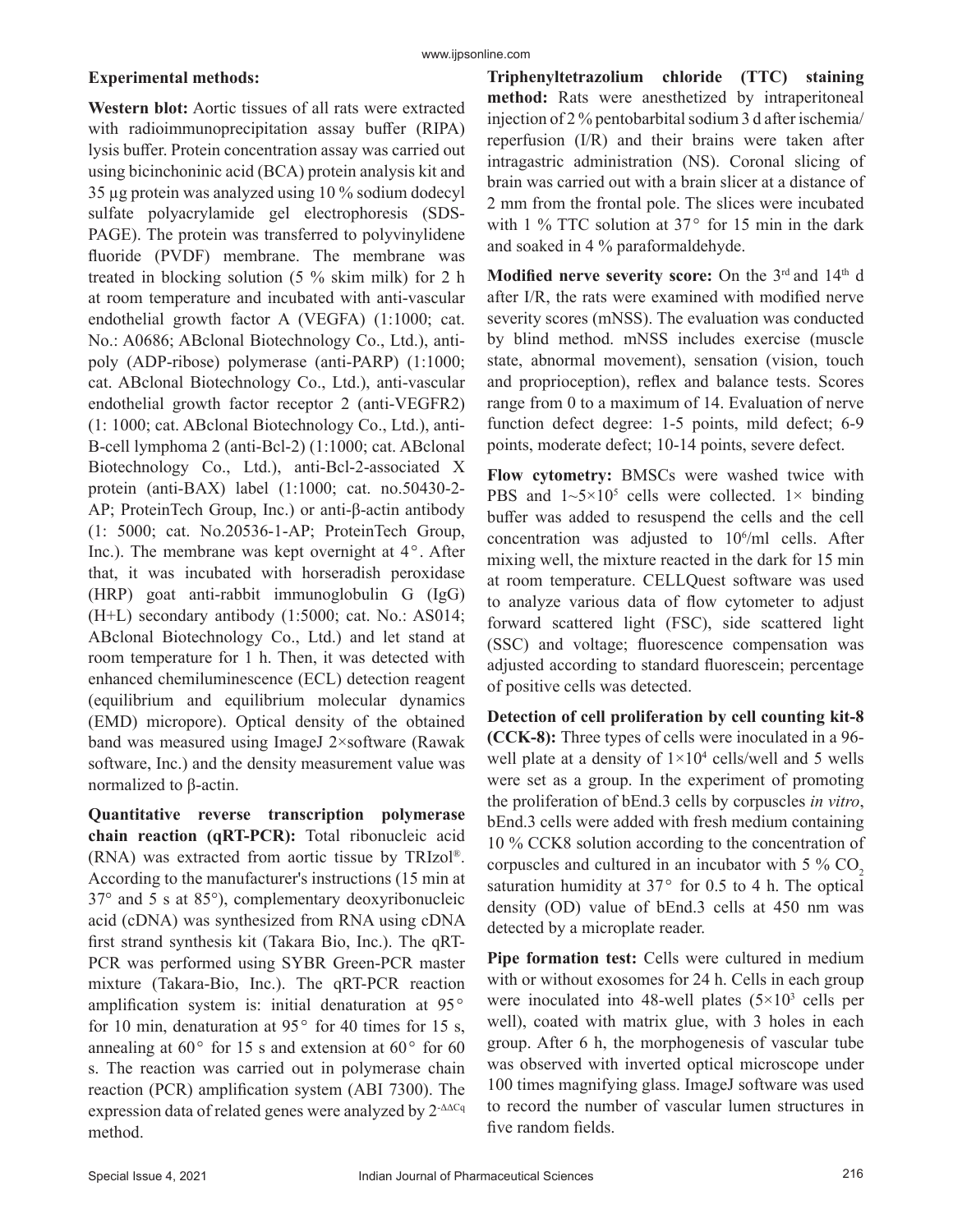**Experimental methods:**

**Western blot:** Aortic tissues of all rats were extracted with radioimmunoprecipitation assay buffer (RIPA) lysis buffer. Protein concentration assay was carried out using bicinchoninic acid (BCA) protein analysis kit and 35 μg protein was analyzed using 10 % sodium dodecyl sulfate polyacrylamide gel electrophoresis (SDS-PAGE). The protein was transferred to polyvinylidene fluoride (PVDF) membrane. The membrane was treated in blocking solution (5 % skim milk) for 2 h at room temperature and incubated with anti-vascular endothelial growth factor A (VEGFA) (1:1000; cat. No.: A0686; ABclonal Biotechnology Co., Ltd.), anti-poly (ADP-ribose) polymerase (anti-PARP) (1:1000; cat. ABclonal Biotechnology Co., Ltd.), anti-vascular endothelial growth factor receptor 2 (anti-VEGFR2) (1: 1000; cat. ABclonal Biotechnology Co., Ltd.), anti-B-cell lymphoma 2 (anti-Bcl-2) (1:1000; cat. ABclonal Biotechnology Co., Ltd.), anti-Bcl-2-associated X protein (anti-BAX) label (1:1000; cat. no.50430-2-AP; ProteinTech Group, Inc.) or anti-β-actin antibody (1: 5000; cat. No.20536-1-AP; ProteinTech Group, Inc.). The membrane was kept overnight at 4°. After that, it was incubated with horseradish peroxidase (HRP) goat anti-rabbit immunoglobulin G (IgG) (H+L) secondary antibody (1:5000; cat. No.: AS014; ABclonal Biotechnology Co., Ltd.) and let stand at room temperature for 1 h. Then, it was detected with enhanced chemiluminescence (ECL) detection reagent (equilibrium and equilibrium molecular dynamics (EMD) micropore). Optical density of the obtained band was measured using ImageJ 2×software (Rawak software, Inc.) and the density measurement value was normalized to β-actin.

**Quantitative reverse transcription polymerase chain reaction (qRT-PCR):** Total ribonucleic acid (RNA) was extracted from aortic tissue by TRIzol®. According to the manufacturer's instructions (15 min at 37° and 5 s at 85°), complementary deoxyribonucleic acid (cDNA) was synthesized from RNA using cDNA first strand synthesis kit (Takara Bio, Inc.). The qRT-PCR was performed using SYBR Green-PCR master mixture (Takara-Bio, Inc.). The qRT-PCR reaction amplification system is: initial denaturation at 95° for 10 min, denaturation at 95° for 40 times for 15 s, annealing at 60° for 15 s and extension at 60° for 60 s. The reaction was carried out in polymerase chain reaction (PCR) amplification system (ABI 7300). The expression data of related genes were analyzed by $2^{-\Delta\Delta Cq}$ method.

**Triphenyltetrazolium chloride (TTC) staining method:** Rats were anesthetized by intraperitoneal injection of 2 % pentobarbital sodium 3 d after ischemia/reperfusion (I/R) and their brains were taken after intragastric administration (NS). Coronal slicing of brain was carried out with a brain slicer at a distance of 2 mm from the frontal pole. The slices were incubated with 1 % TTC solution at 37° for 15 min in the dark and soaked in 4 % paraformaldehyde.

**Modified nerve severity score:** On the 3rd and 14th d after I/R, the rats were examined with modified nerve severity scores (mNSS). The evaluation was conducted by blind method. mNSS includes exercise (muscle state, abnormal movement), sensation (vision, touch and proprioception), reflex and balance tests. Scores range from 0 to a maximum of 14. Evaluation of nerve function defect degree: 1-5 points, mild defect; 6-9 points, moderate defect; 10-14 points, severe defect.

**Flow cytometry:** BMSCs were washed twice with PBS and $1\sim5\times10^5$ cells were collected. 1× binding buffer was added to resuspend the cells and the cell concentration was adjusted to $10^6$/ml cells. After mixing well, the mixture reacted in the dark for 15 min at room temperature. CELLQuest software was used to analyze various data of flow cytometer to adjust forward scattered light (FSC), side scattered light (SSC) and voltage; fluorescence compensation was adjusted according to standard fluorescein; percentage of positive cells was detected.

**Detection of cell proliferation by cell counting kit-8 (CCK-8):** Three types of cells were inoculated in a 96-well plate at a density of $1\times10^4$ cells/well and 5 wells were set as a group. In the experiment of promoting the proliferation of bEnd.3 cells by corpuscles *in vitro*, bEnd.3 cells were added with fresh medium containing 10 % CCK8 solution according to the concentration of corpuscles and cultured in an incubator with 5 % $CO_2$ saturation humidity at 37° for 0.5 to 4 h. The optical density (OD) value of bEnd.3 cells at 450 nm was detected by a microplate reader.

**Pipe formation test:** Cells were cultured in medium with or without exosomes for 24 h. Cells in each group were inoculated into 48-well plates ($5\times10^3$ cells per well), coated with matrix glue, with 3 holes in each group. After 6 h, the morphogenesis of vascular tube was observed with inverted optical microscope under 100 times magnifying glass. ImageJ software was used to record the number of vascular lumen structures in five random fields.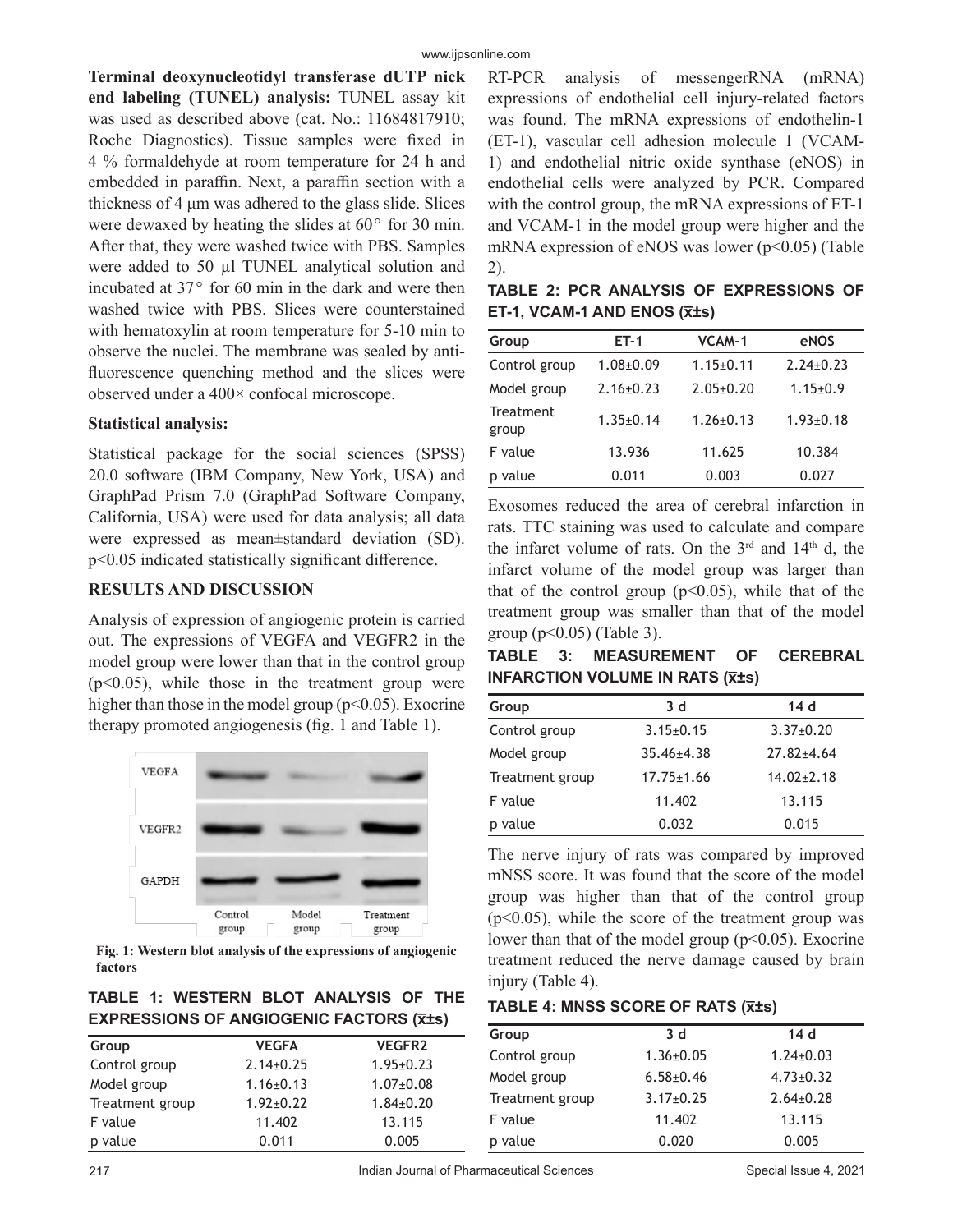**Terminal deoxynucleotidyl transferase dUTP nick end labeling (TUNEL) analysis:** TUNEL assay kit was used as described above (cat. No.: 11684817910; Roche Diagnostics). Tissue samples were fixed in 4 % formaldehyde at room temperature for 24 h and embedded in paraffin. Next, a paraffin section with a thickness of 4 μm was adhered to the glass slide. Slices were dewaxed by heating the slides at 60° for 30 min. After that, they were washed twice with PBS. Samples were added to 50 μl TUNEL analytical solution and incubated at 37° for 60 min in the dark and were then washed twice with PBS. Slices were counterstained with hematoxylin at room temperature for 5-10 min to observe the nuclei. The membrane was sealed by anti-fluorescence quenching method and the slices were observed under a 400× confocal microscope.

**Statistical analysis:**

Statistical package for the social sciences (SPSS) 20.0 software (IBM Company, New York, USA) and GraphPad Prism 7.0 (GraphPad Software Company, California, USA) were used for data analysis; all data were expressed as mean±standard deviation (SD). $p<0.05$ indicated statistically significant difference.

## RESULTS AND DISCUSSION

Analysis of expression of angiogenic protein is carried out. The expressions of VEGFA and VEGFR2 in the model group were lower than that in the control group ($p<0.05$), while those in the treatment group were higher than those in the model group ($p<0.05$). Exocrine therapy promoted angiogenesis (fig. 1 and Table 1).

Fig. 1: Western blot analysis of the expressions of angiogenic factors

**TABLE 1: WESTERN BLOT ANALYSIS OF THE EXPRESSIONS OF ANGIOGENIC FACTORS ($\bar{x}$±s)**

| Group | VEGFA | VEGFR2 |
|---|---|---|
| Control group | 2.14±0.25 | 1.95±0.23 |
| Model group | 1.16±0.13 | 1.07±0.08 |
| Treatment group | 1.92±0.22 | 1.84±0.20 |
| F value | 11.402 | 13.115 |
| p value | 0.011 | 0.005 |

RT-PCR analysis of messengerRNA (mRNA) expressions of endothelial cell injury-related factors was found. The mRNA expressions of endothelin-1 (ET-1), vascular cell adhesion molecule 1 (VCAM-1) and endothelial nitric oxide synthase (eNOS) in endothelial cells were analyzed by PCR. Compared with the control group, the mRNA expressions of ET-1 and VCAM-1 in the model group were higher and the mRNA expression of eNOS was lower ($p<0.05$) (Table 2).

**TABLE 2: PCR ANALYSIS OF EXPRESSIONS OF ET-1, VCAM-1 AND ENOS ($\bar{x}$±s)**

| Group | ET-1 | VCAM-1 | eNOS |
|---|---|---|---|
| Control group | 1.08±0.09 | 1.15±0.11 | 2.24±0.23 |
| Model group | 2.16±0.23 | 2.05±0.20 | 1.15±0.9 |
| Treatment group | 1.35±0.14 | 1.26±0.13 | 1.93±0.18 |
| F value | 13.936 | 11.625 | 10.384 |
| p value | 0.011 | 0.003 | 0.027 |

Exosomes reduced the area of cerebral infarction in rats. TTC staining was used to calculate and compare the infarct volume of rats. On the 3rd and 14th d, the infarct volume of the model group was larger than that of the control group ($p<0.05$), while that of the treatment group was smaller than that of the model group ($p<0.05$) (Table 3).

**TABLE 3: MEASUREMENT OF CEREBRAL INFARCTION VOLUME IN RATS ($\bar{x}$±s)**

| Group | 3 d | 14 d |
|---|---|---|
| Control group | 3.15±0.15 | 3.37±0.20 |
| Model group | 35.46±4.38 | 27.82±4.64 |
| Treatment group | 17.75±1.66 | 14.02±2.18 |
| F value | 11.402 | 13.115 |
| p value | 0.032 | 0.015 |

The nerve injury of rats was compared by improved mNSS score. It was found that the score of the model group was higher than that of the control group ($p<0.05$), while the score of the treatment group was lower than that of the model group ($p<0.05$). Exocrine treatment reduced the nerve damage caused by brain injury (Table 4).

**TABLE 4: MNSS SCORE OF RATS ($\bar{x}$±s)**

| Group | 3 d | 14 d |
|---|---|---|
| Control group | 1.36±0.05 | 1.24±0.03 |
| Model group | 6.58±0.46 | 4.73±0.32 |
| Treatment group | 3.17±0.25 | 2.64±0.28 |
| F value | 11.402 | 13.115 |
| p value | 0.020 | 0.005 |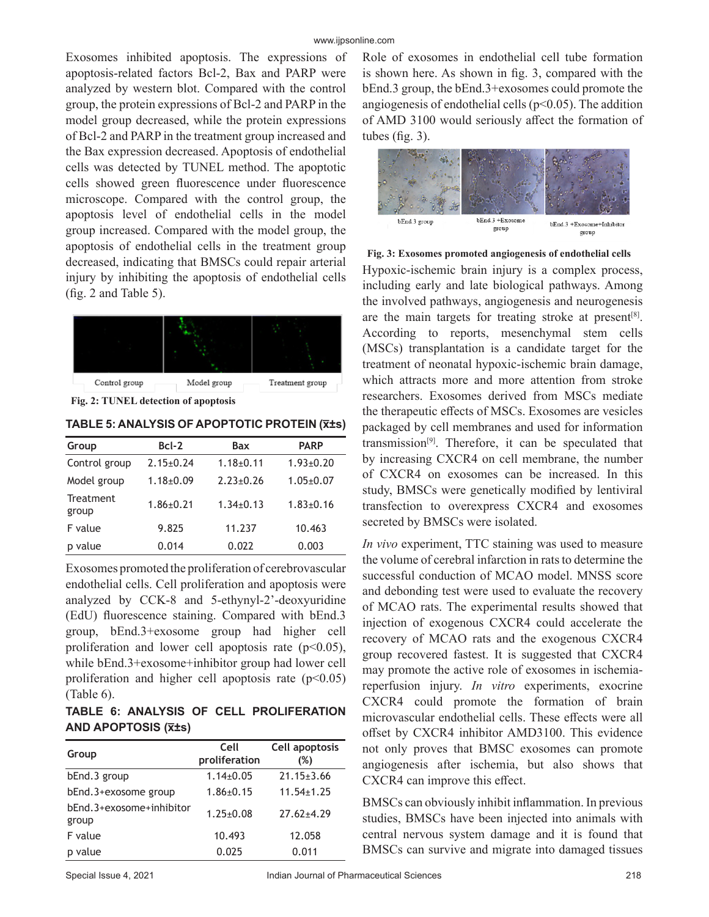Exosomes inhibited apoptosis. The expressions of apoptosis-related factors Bcl-2, Bax and PARP were analyzed by western blot. Compared with the control group, the protein expressions of Bcl-2 and PARP in the model group decreased, while the protein expressions of Bcl-2 and PARP in the treatment group increased and the Bax expression decreased. Apoptosis of endothelial cells was detected by TUNEL method. The apoptotic cells showed green fluorescence under fluorescence microscope. Compared with the control group, the apoptosis level of endothelial cells in the model group increased. Compared with the model group, the apoptosis of endothelial cells in the treatment group decreased, indicating that BMSCs could repair arterial injury by inhibiting the apoptosis of endothelial cells (fig. 2 and Table 5).

Control group    Model group    Treatment group

**Fig. 2: TUNEL detection of apoptosis**

**TABLE 5: ANALYSIS OF APOPTOTIC PROTEIN (x̄±s)**

| Group | Bcl-2 | Bax | PARP |
|---|---|---|---|
| Control group | 2.15±0.24 | 1.18±0.11 | 1.93±0.20 |
| Model group | 1.18±0.09 | 2.23±0.26 | 1.05±0.07 |
| Treatment group | 1.86±0.21 | 1.34±0.13 | 1.83±0.16 |
| F value | 9.825 | 11.237 | 10.463 |
| p value | 0.014 | 0.022 | 0.003 |

Exosomes promoted the proliferation of cerebrovascular endothelial cells. Cell proliferation and apoptosis were analyzed by CCK-8 and 5-ethynyl-2'-deoxyuridine (EdU) fluorescence staining. Compared with bEnd.3 group, bEnd.3+exosome group had higher cell proliferation and lower cell apoptosis rate ($p<0.05$), while bEnd.3+exosome+inhibitor group had lower cell proliferation and higher cell apoptosis rate ($p<0.05$) (Table 6).

**TABLE 6: ANALYSIS OF CELL PROLIFERATION AND APOPTOSIS (x̄±s)**

| Group | Cell proliferation | Cell apoptosis (%) |
|---|---|---|
| bEnd.3 group | 1.14±0.05 | 21.15±3.66 |
| bEnd.3+exosome group | 1.86±0.15 | 11.54±1.25 |
| bEnd.3+exosome+inhibitor group | 1.25±0.08 | 27.62±4.29 |
| F value | 10.493 | 12.058 |
| p value | 0.025 | 0.011 |

Role of exosomes in endothelial cell tube formation is shown here. As shown in fig. 3, compared with the bEnd.3 group, the bEnd.3+exosomes could promote the angiogenesis of endothelial cells ($p<0.05$). The addition of AMD 3100 would seriously affect the formation of tubes (fig. 3).

bEnd.3 group    bEnd.3 +Exosome group    bEnd.3 +Exosome+Inhibitor group

**Fig. 3: Exosomes promoted angiogenesis of endothelial cells**

Hypoxic-ischemic brain injury is a complex process, including early and late biological pathways. Among the involved pathways, angiogenesis and neurogenesis are the main targets for treating stroke at present[8]. According to reports, mesenchymal stem cells (MSCs) transplantation is a candidate target for the treatment of neonatal hypoxic-ischemic brain damage, which attracts more and more attention from stroke researchers. Exosomes derived from MSCs mediate the therapeutic effects of MSCs. Exosomes are vesicles packaged by cell membranes and used for information transmission[9]. Therefore, it can be speculated that by increasing CXCR4 on cell membrane, the number of CXCR4 on exosomes can be increased. In this study, BMSCs were genetically modified by lentiviral transfection to overexpress CXCR4 and exosomes secreted by BMSCs were isolated.

*In vivo* experiment, TTC staining was used to measure the volume of cerebral infarction in rats to determine the successful conduction of MCAO model. MNSS score and debonding test were used to evaluate the recovery of MCAO rats. The experimental results showed that injection of exogenous CXCR4 could accelerate the recovery of MCAO rats and the exogenous CXCR4 group recovered fastest. It is suggested that CXCR4 may promote the active role of exosomes in ischemia-reperfusion injury. *In vitro* experiments, exocrine CXCR4 could promote the formation of brain microvascular endothelial cells. These effects were all offset by CXCR4 inhibitor AMD3100. This evidence not only proves that BMSC exosomes can promote angiogenesis after ischemia, but also shows that CXCR4 can improve this effect.

BMSCs can obviously inhibit inflammation. In previous studies, BMSCs have been injected into animals with central nervous system damage and it is found that BMSCs can survive and migrate into damaged tissues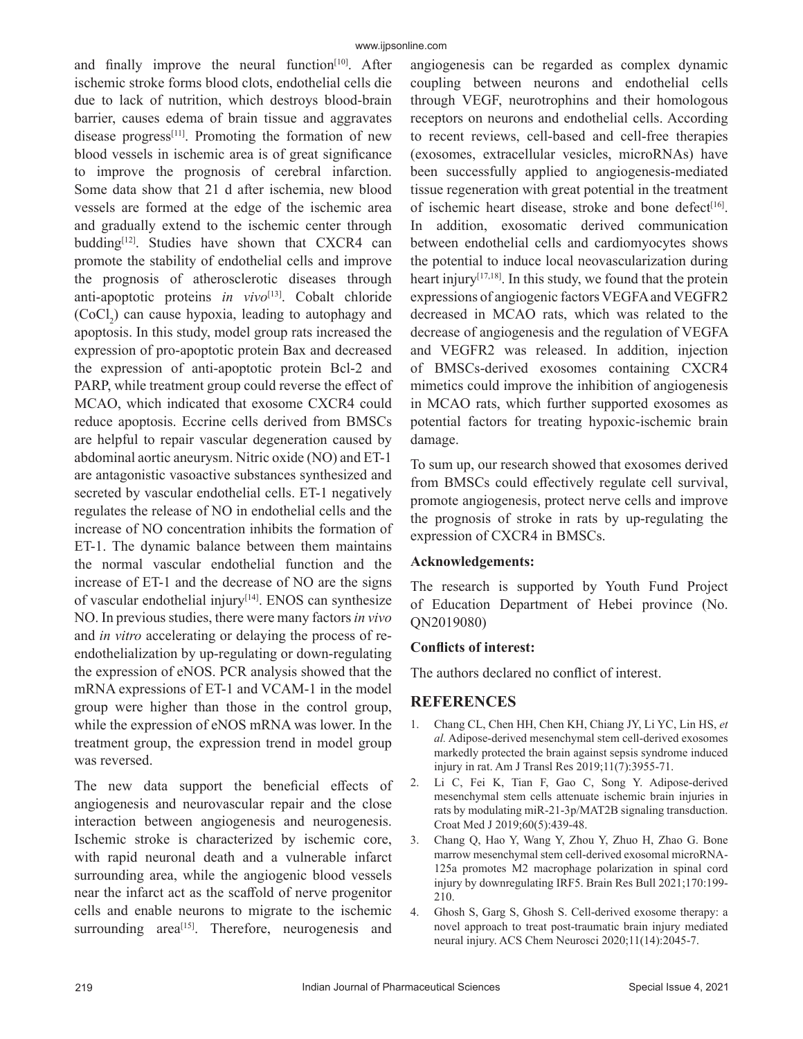and finally improve the neural function[10]. After ischemic stroke forms blood clots, endothelial cells die due to lack of nutrition, which destroys blood-brain barrier, causes edema of brain tissue and aggravates disease progress[11]. Promoting the formation of new blood vessels in ischemic area is of great significance to improve the prognosis of cerebral infarction. Some data show that 21 d after ischemia, new blood vessels are formed at the edge of the ischemic area and gradually extend to the ischemic center through budding[12]. Studies have shown that CXCR4 can promote the stability of endothelial cells and improve the prognosis of atherosclerotic diseases through anti-apoptotic proteins *in vivo*[13]. Cobalt chloride ($CoCl_2$) can cause hypoxia, leading to autophagy and apoptosis. In this study, model group rats increased the expression of pro-apoptotic protein Bax and decreased the expression of anti-apoptotic protein Bcl-2 and PARP, while treatment group could reverse the effect of MCAO, which indicated that exosome CXCR4 could reduce apoptosis. Eccrine cells derived from BMSCs are helpful to repair vascular degeneration caused by abdominal aortic aneurysm. Nitric oxide (NO) and ET-1 are antagonistic vasoactive substances synthesized and secreted by vascular endothelial cells. ET-1 negatively regulates the release of NO in endothelial cells and the increase of NO concentration inhibits the formation of ET-1. The dynamic balance between them maintains the normal vascular endothelial function and the increase of ET-1 and the decrease of NO are the signs of vascular endothelial injury[14]. ENOS can synthesize NO. In previous studies, there were many factors *in vivo* and *in vitro* accelerating or delaying the process of re-endothelialization by up-regulating or down-regulating the expression of eNOS. PCR analysis showed that the mRNA expressions of ET-1 and VCAM-1 in the model group were higher than those in the control group, while the expression of eNOS mRNA was lower. In the treatment group, the expression trend in model group was reversed.

The new data support the beneficial effects of angiogenesis and neurovascular repair and the close interaction between angiogenesis and neurogenesis. Ischemic stroke is characterized by ischemic core, with rapid neuronal death and a vulnerable infarct surrounding area, while the angiogenic blood vessels near the infarct act as the scaffold of nerve progenitor cells and enable neurons to migrate to the ischemic surrounding area[15]. Therefore, neurogenesis and angiogenesis can be regarded as complex dynamic coupling between neurons and endothelial cells through VEGF, neurotrophins and their homologous receptors on neurons and endothelial cells. According to recent reviews, cell-based and cell-free therapies (exosomes, extracellular vesicles, microRNAs) have been successfully applied to angiogenesis-mediated tissue regeneration with great potential in the treatment of ischemic heart disease, stroke and bone defect[16]. In addition, exosomatic derived communication between endothelial cells and cardiomyocytes shows the potential to induce local neovascularization during heart injury[17,18]. In this study, we found that the protein expressions of angiogenic factors VEGFA and VEGFR2 decreased in MCAO rats, which was related to the decrease of angiogenesis and the regulation of VEGFA and VEGFR2 was released. In addition, injection of BMSCs-derived exosomes containing CXCR4 mimetics could improve the inhibition of angiogenesis in MCAO rats, which further supported exosomes as potential factors for treating hypoxic-ischemic brain damage.

To sum up, our research showed that exosomes derived from BMSCs could effectively regulate cell survival, promote angiogenesis, protect nerve cells and improve the prognosis of stroke in rats by up-regulating the expression of CXCR4 in BMSCs.

**Acknowledgements:**

The research is supported by Youth Fund Project of Education Department of Hebei province (No. QN2019080)

**Conflicts of interest:**

The authors declared no conflict of interest.

## REFERENCES

1. Chang CL, Chen HH, Chen KH, Chiang JY, Li YC, Lin HS, *et al.* Adipose-derived mesenchymal stem cell-derived exosomes markedly protected the brain against sepsis syndrome induced injury in rat. Am J Transl Res 2019;11(7):3955-71.
2. Li C, Fei K, Tian F, Gao C, Song Y. Adipose-derived mesenchymal stem cells attenuate ischemic brain injuries in rats by modulating miR-21-3p/MAT2B signaling transduction. Croat Med J 2019;60(5):439-48.
3. Chang Q, Hao Y, Wang Y, Zhou Y, Zhuo H, Zhao G. Bone marrow mesenchymal stem cell-derived exosomal microRNA-125a promotes M2 macrophage polarization in spinal cord injury by downregulating IRF5. Brain Res Bull 2021;170:199-210.
4. Ghosh S, Garg S, Ghosh S. Cell-derived exosome therapy: a novel approach to treat post-traumatic brain injury mediated neural injury. ACS Chem Neurosci 2020;11(14):2045-7.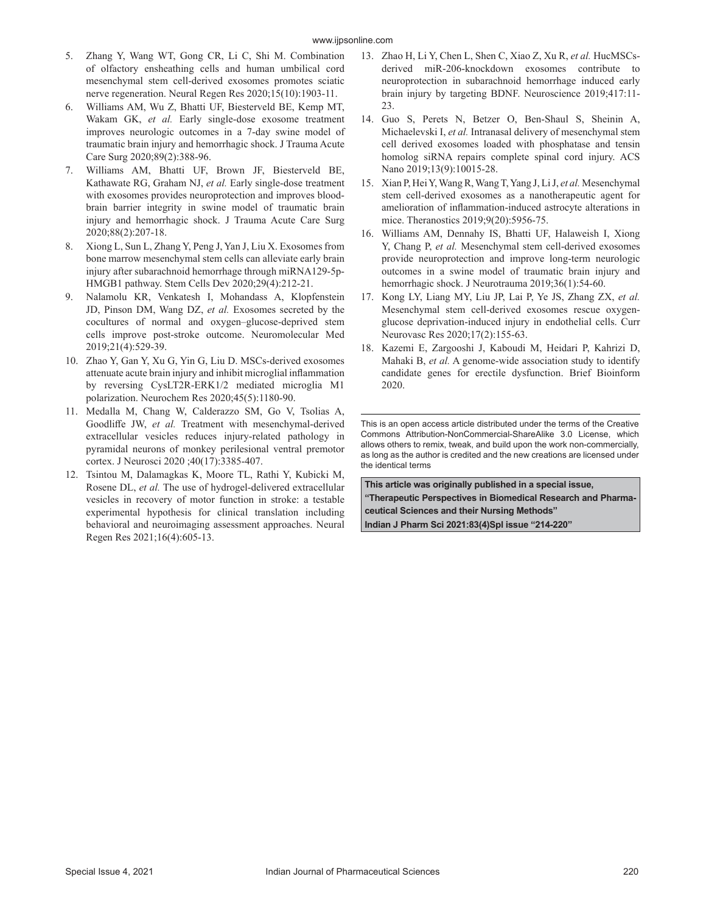5. Zhang Y, Wang WT, Gong CR, Li C, Shi M. Combination of olfactory ensheathing cells and human umbilical cord mesenchymal stem cell-derived exosomes promotes sciatic nerve regeneration. Neural Regen Res 2020;15(10):1903-11.
6. Williams AM, Wu Z, Bhatti UF, Biesterveld BE, Kemp MT, Wakam GK, *et al.* Early single-dose exosome treatment improves neurologic outcomes in a 7-day swine model of traumatic brain injury and hemorrhagic shock. J Trauma Acute Care Surg 2020;89(2):388-96.
7. Williams AM, Bhatti UF, Brown JF, Biesterveld BE, Kathawate RG, Graham NJ, *et al.* Early single-dose treatment with exosomes provides neuroprotection and improves blood-brain barrier integrity in swine model of traumatic brain injury and hemorrhagic shock. J Trauma Acute Care Surg 2020;88(2):207-18.
8. Xiong L, Sun L, Zhang Y, Peng J, Yan J, Liu X. Exosomes from bone marrow mesenchymal stem cells can alleviate early brain injury after subarachnoid hemorrhage through miRNA129-5p-HMGB1 pathway. Stem Cells Dev 2020;29(4):212-21.
9. Nalamolu KR, Venkatesh I, Mohandass A, Klopfenstein JD, Pinson DM, Wang DZ, *et al.* Exosomes secreted by the cocultures of normal and oxygen–glucose-deprived stem cells improve post-stroke outcome. Neuromolecular Med 2019;21(4):529-39.
10. Zhao Y, Gan Y, Xu G, Yin G, Liu D. MSCs-derived exosomes attenuate acute brain injury and inhibit microglial inflammation by reversing CysLT2R-ERK1/2 mediated microglia M1 polarization. Neurochem Res 2020;45(5):1180-90.
11. Medalla M, Chang W, Calderazzo SM, Go V, Tsolias A, Goodliffe JW, *et al.* Treatment with mesenchymal-derived extracellular vesicles reduces injury-related pathology in pyramidal neurons of monkey perilesional ventral premotor cortex. J Neurosci 2020 ;40(17):3385-407.
12. Tsintou M, Dalamagkas K, Moore TL, Rathi Y, Kubicki M, Rosene DL, *et al.* The use of hydrogel-delivered extracellular vesicles in recovery of motor function in stroke: a testable experimental hypothesis for clinical translation including behavioral and neuroimaging assessment approaches. Neural Regen Res 2021;16(4):605-13.
13. Zhao H, Li Y, Chen L, Shen C, Xiao Z, Xu R, *et al.* HucMSCs-derived miR-206-knockdown exosomes contribute to neuroprotection in subarachnoid hemorrhage induced early brain injury by targeting BDNF. Neuroscience 2019;417:11-23.
14. Guo S, Perets N, Betzer O, Ben-Shaul S, Sheinin A, Michaelevski I, *et al.* Intranasal delivery of mesenchymal stem cell derived exosomes loaded with phosphatase and tensin homolog siRNA repairs complete spinal cord injury. ACS Nano 2019;13(9):10015-28.
15. Xian P, Hei Y, Wang R, Wang T, Yang J, Li J, *et al.* Mesenchymal stem cell-derived exosomes as a nanotherapeutic agent for amelioration of inflammation-induced astrocyte alterations in mice. Theranostics 2019;9(20):5956-75.
16. Williams AM, Dennahy IS, Bhatti UF, Halaweish I, Xiong Y, Chang P, *et al.* Mesenchymal stem cell-derived exosomes provide neuroprotection and improve long-term neurologic outcomes in a swine model of traumatic brain injury and hemorrhagic shock. J Neurotrauma 2019;36(1):54-60.
17. Kong LY, Liang MY, Liu JP, Lai P, Ye JS, Zhang ZX, *et al.* Mesenchymal stem cell-derived exosomes rescue oxygen-glucose deprivation-induced injury in endothelial cells. Curr Neurovasc Res 2020;17(2):155-63.
18. Kazemi E, Zargooshi J, Kaboudi M, Heidari P, Kahrizi D, Mahaki B, *et al.* A genome-wide association study to identify candidate genes for erectile dysfunction. Brief Bioinform 2020.

---

This is an open access article distributed under the terms of the Creative Commons Attribution-NonCommercial-ShareAlike 3.0 License, which allows others to remix, tweak, and build upon the work non-commercially, as long as the author is credited and the new creations are licensed under the identical terms

**This article was originally published in a special issue, "Therapeutic Perspectives in Biomedical Research and Pharmaceutical Sciences and their Nursing Methods"**
**Indian J Pharm Sci 2021:83(4)Spl issue "214-220"**